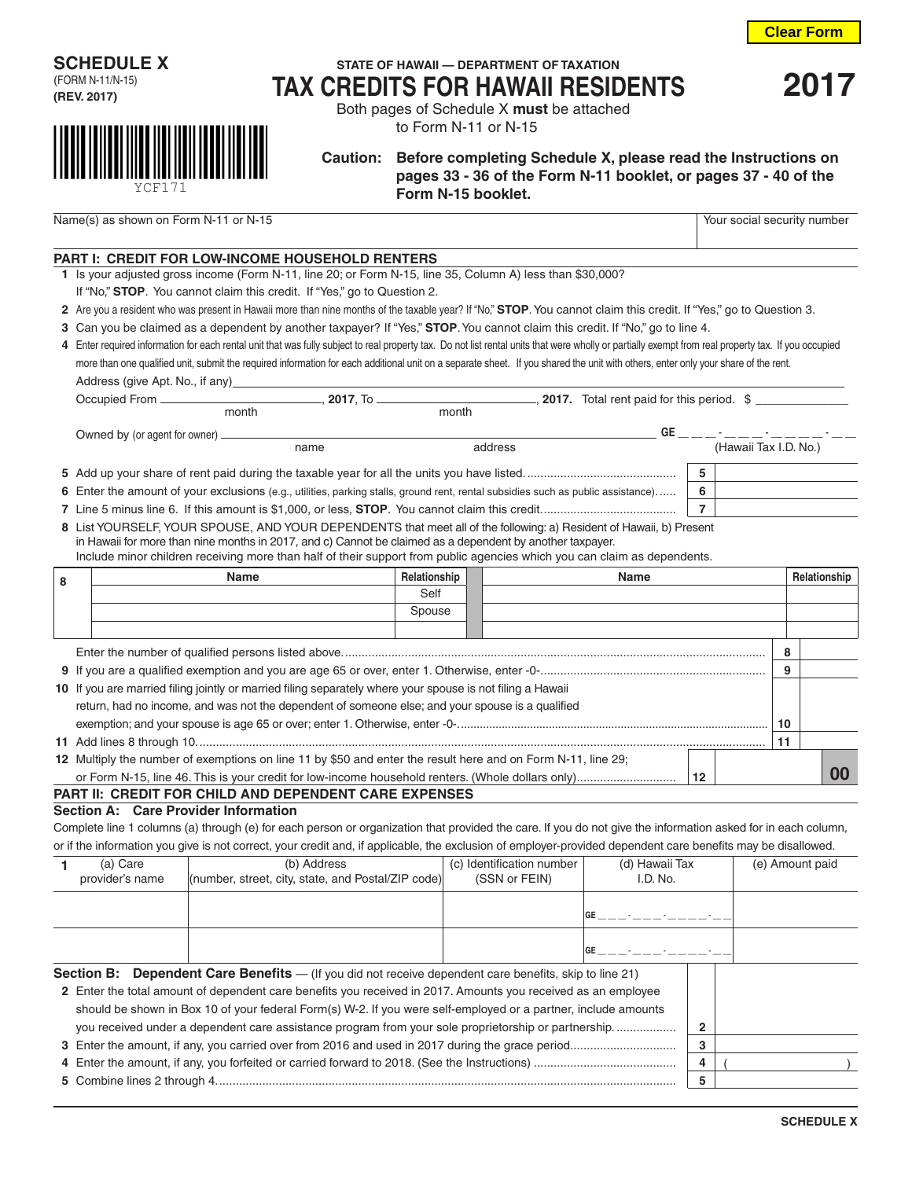Clear Form

**SCHEDULE X**
(FORM N-11/N-15)
**(REV. 2017)**

YCF171

STATE OF HAWAII — DEPARTMENT OF TAXATION

# TAX CREDITS FOR HAWAII RESIDENTS

# 2017

Both pages of Schedule X **must** be attached to Form N-11 or N-15

**Caution: Before completing Schedule X, please read the Instructions on pages 33 - 36 of the Form N-11 booklet, or pages 37 - 40 of the Form N-15 booklet.**

Name(s) as shown on Form N-11 or N-15 | Your social security number

## PART I: CREDIT FOR LOW-INCOME HOUSEHOLD RENTERS

1 Is your adjusted gross income (Form N-11, line 20; or Form N-15, line 35, Column A) less than $30,000? If "No," **STOP**. You cannot claim this credit. If "Yes," go to Question 2.

2 Are you a resident who was present in Hawaii more than nine months of the taxable year? If "No," **STOP**. You cannot claim this credit. If "Yes," go to Question 3.

3 Can you be claimed as a dependent by another taxpayer? If "Yes," **STOP**. You cannot claim this credit. If "No," go to line 4.

4 Enter required information for each rental unit that was fully subject to real property tax. Do not list rental units that were wholly or partially exempt from real property tax. If you occupied more than one qualified unit, submit the required information for each additional unit on a separate sheet. If you shared the unit with others, enter only your share of the rent.

Address (give Apt. No., if any) \_\_\_\_\_\_\_\_\_\_\_\_\_\_\_\_\_\_\_\_

Occupied From \_\_\_\_\_\_\_\_\_\_ (month), **2017**, To \_\_\_\_\_\_\_\_\_\_ (month), **2017.** Total rent paid for this period. $ \_\_\_\_\_\_\_\_

Owned by (or agent for owner) \_\_\_\_\_\_\_\_\_\_ (name) \_\_\_\_\_\_\_\_\_\_ (address) GE \_ \_ \_ - \_ \_ \_ - \_ \_ \_ \_ - \_ \_ (Hawaii Tax I.D. No.)

5 Add up your share of rent paid during the taxable year for all the units you have listed. .......... **5** \_\_\_\_\_\_

6 Enter the amount of your exclusions (e.g., utilities, parking stalls, ground rent, rental subsidies such as public assistance). ...... **6** \_\_\_\_\_\_

7 Line 5 minus line 6. If this amount is $1,000, or less, **STOP**. You cannot claim this credit. .......... **7** \_\_\_\_\_\_

8 List YOURSELF, YOUR SPOUSE, AND YOUR DEPENDENTS that meet all of the following: a) Resident of Hawaii, b) Present in Hawaii for more than nine months in 2017, and c) Cannot be claimed as a dependent by another taxpayer. Include minor children receiving more than half of their support from public agencies which you can claim as dependents.

| Name | Relationship | Name | Relationship |
|---|---|---|---|
| | Self | | |
| | Spouse | | |
| | | | |

Enter the number of qualified persons listed above. .......... **8** \_\_\_\_\_\_

9 If you are a qualified exemption and you are age 65 or over, enter 1. Otherwise, enter -0-. .......... **9** \_\_\_\_\_\_

10 If you are married filing jointly or married filing separately where your spouse is not filing a Hawaii return, had no income, and was not the dependent of someone else; and your spouse is a qualified exemption; and your spouse is age 65 or over; enter 1. Otherwise, enter -0-. .......... **10** \_\_\_\_\_\_

11 Add lines 8 through 10. .......... **11** \_\_\_\_\_\_

12 Multiply the number of exemptions on line 11 by $50 and enter the result here and on Form N-11, line 29; or Form N-15, line 46. This is your credit for low-income household renters. (Whole dollars only) .......... **12** \_\_\_\_\_\_ **00**

## PART II: CREDIT FOR CHILD AND DEPENDENT CARE EXPENSES

### Section A: Care Provider Information

Complete line 1 columns (a) through (e) for each person or organization that provided the care. If you do not give the information asked for in each column, or if the information you give is not correct, your credit and, if applicable, the exclusion of employer-provided dependent care benefits may be disallowed.

| 1 (a) Care provider's name | (b) Address (number, street, city, state, and Postal/ZIP code) | (c) Identification number (SSN or FEIN) | (d) Hawaii Tax I.D. No. | (e) Amount paid |
|---|---|---|---|---|
| | | | GE \_ \_ \_ - \_ \_ \_ - \_ \_ \_ \_ - \_ \_ | |
| | | | GE \_ \_ \_ - \_ \_ \_ - \_ \_ \_ \_ - \_ \_ | |

### Section B: Dependent Care Benefits — (If you did not receive dependent care benefits, skip to line 21)

2 Enter the total amount of dependent care benefits you received in 2017. Amounts you received as an employee should be shown in Box 10 of your federal Form(s) W-2. If you were self-employed or a partner, include amounts you received under a dependent care assistance program from your sole proprietorship or partnership. .......... **2** \_\_\_\_\_\_

3 Enter the amount, if any, you carried over from 2016 and used in 2017 during the grace period .......... **3** \_\_\_\_\_\_

4 Enter the amount, if any, you forfeited or carried forward to 2018. (See the Instructions) .......... **4** ( \_\_\_\_\_\_ )

5 Combine lines 2 through 4. .......... **5** \_\_\_\_\_\_

SCHEDULE X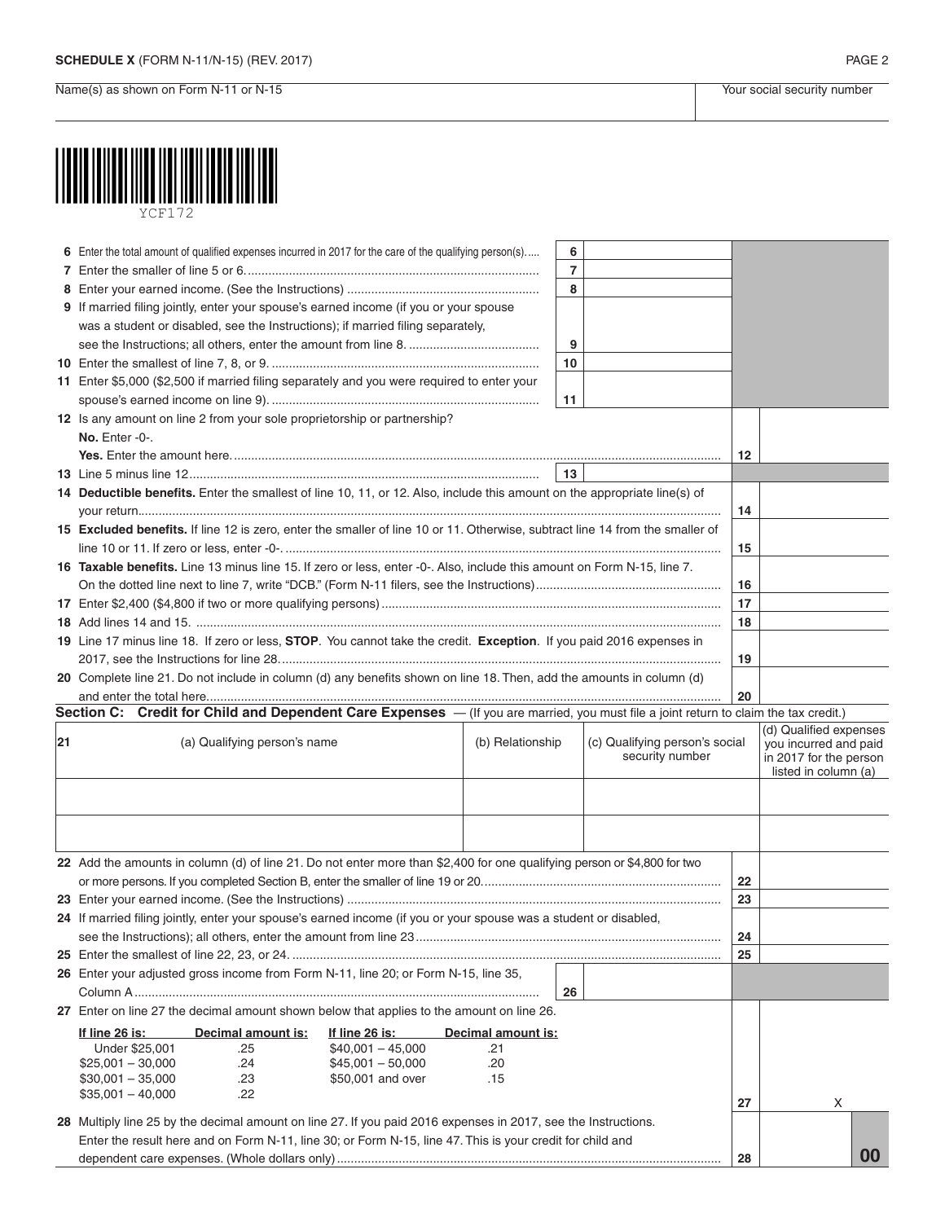**SCHEDULE X** (FORM N-11/N-15) (REV. 2017)

Name(s) as shown on Form N-11 or N-15 | Your social security number

YCF172

6 Enter the total amount of qualified expenses incurred in 2017 for the care of the qualifying person(s)..... **6**

7 Enter the smaller of line 5 or 6. **7**

8 Enter your earned income. (See the Instructions) **8**

9 If married filing jointly, enter your spouse's earned income (if you or your spouse was a student or disabled, see the Instructions); if married filing separately, see the Instructions; all others, enter the amount from line 8. **9**

10 Enter the smallest of line 7, 8, or 9. **10**

11 Enter $5,000 ($2,500 if married filing separately and you were required to enter your spouse's earned income on line 9). **11**

12 Is any amount on line 2 from your sole proprietorship or partnership?
**No.** Enter -0-.
**Yes.** Enter the amount here. **12**

13 Line 5 minus line 12 **13**

14 **Deductible benefits.** Enter the smallest of line 10, 11, or 12. Also, include this amount on the appropriate line(s) of your return. **14**

15 **Excluded benefits.** If line 12 is zero, enter the smaller of line 10 or 11. Otherwise, subtract line 14 from the smaller of line 10 or 11. If zero or less, enter -0-. **15**

16 **Taxable benefits.** Line 13 minus line 15. If zero or less, enter -0-. Also, include this amount on Form N-15, line 7. On the dotted line next to line 7, write "DCB." (Form N-11 filers, see the Instructions) **16**

17 Enter $2,400 ($4,800 if two or more qualifying persons) **17**

18 Add lines 14 and 15. **18**

19 Line 17 minus line 18. If zero or less, **STOP**. You cannot take the credit. **Exception**. If you paid 2016 expenses in 2017, see the Instructions for line 28. **19**

20 Complete line 21. Do not include in column (d) any benefits shown on line 18. Then, add the amounts in column (d) and enter the total here. **20**

## Section C: Credit for Child and Dependent Care Expenses — (If you are married, you must file a joint return to claim the tax credit.)

| 21 (a) Qualifying person's name | (b) Relationship | (c) Qualifying person's social security number | (d) Qualified expenses you incurred and paid in 2017 for the person listed in column (a) |
|---|---|---|---|
| | | | |
| | | | |

22 Add the amounts in column (d) of line 21. Do not enter more than $2,400 for one qualifying person or $4,800 for two or more persons. If you completed Section B, enter the smaller of line 19 or 20. **22**

23 Enter your earned income. (See the Instructions) **23**

24 If married filing jointly, enter your spouse's earned income (if you or your spouse was a student or disabled, see the Instructions); all others, enter the amount from line 23 **24**

25 Enter the smallest of line 22, 23, or 24. **25**

26 Enter your adjusted gross income from Form N-11, line 20; or Form N-15, line 35, Column A **26**

27 Enter on line 27 the decimal amount shown below that applies to the amount on line 26.

| If line 26 is: | Decimal amount is: | If line 26 is: | Decimal amount is: |
|---|---|---|---|
| Under $25,001 | .25 | $40,001 – 45,000 | .21 |
| $25,001 – 30,000 | .24 | $45,001 – 50,000 | .20 |
| $30,001 – 35,000 | .23 | $50,001 and over | .15 |
| $35,001 – 40,000 | .22 | | |

**27** X

28 Multiply line 25 by the decimal amount on line 27. If you paid 2016 expenses in 2017, see the Instructions. Enter the result here and on Form N-11, line 30; or Form N-15, line 47. This is your credit for child and dependent care expenses. (Whole dollars only) **28** 00